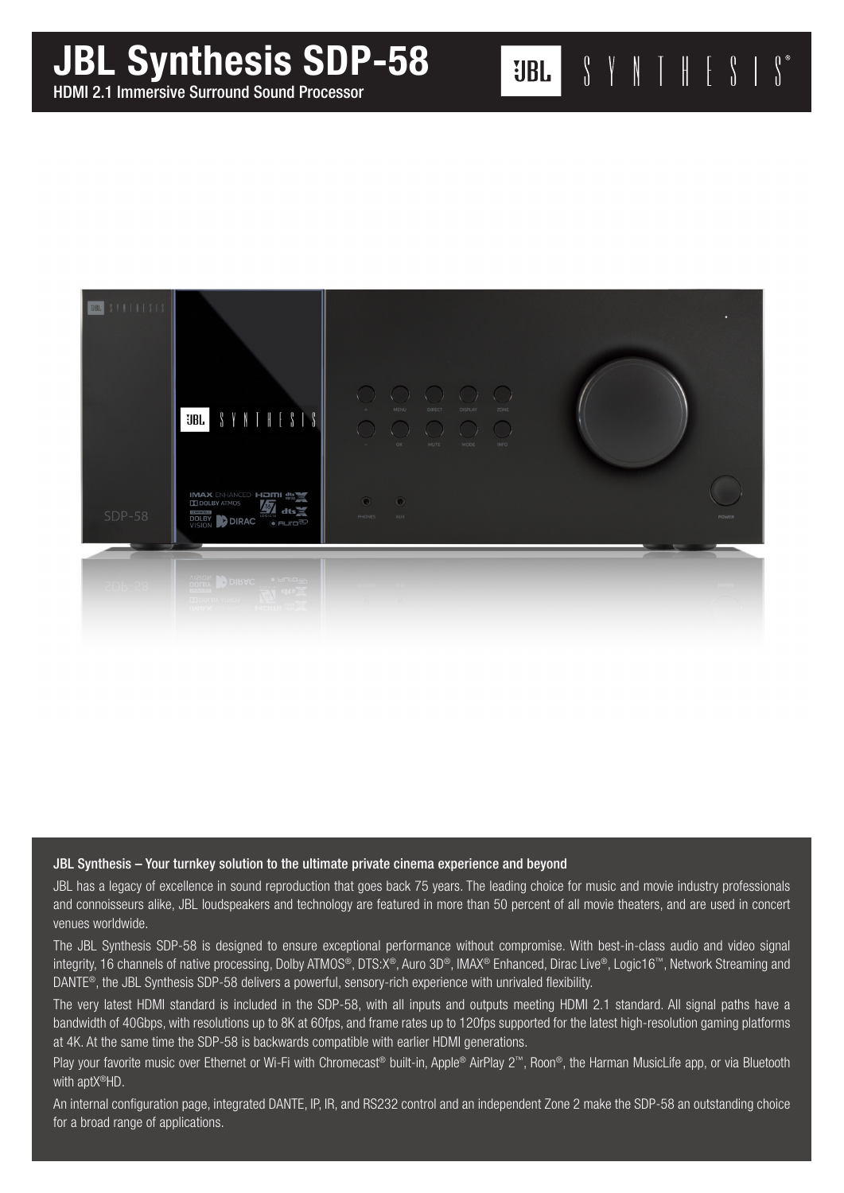# JBL Synthesis SDP-58

HDMI 2.1 Immersive Surround Sound Processor

### JBL Synthesis – Your turnkey solution to the ultimate private cinema experience and beyond

JBL has a legacy of excellence in sound reproduction that goes back 75 years. The leading choice for music and movie industry professionals and connoisseurs alike, JBL loudspeakers and technology are featured in more than 50 percent of all movie theaters, and are used in concert venues worldwide.

The JBL Synthesis SDP-58 is designed to ensure exceptional performance without compromise. With best-in-class audio and video signal integrity, 16 channels of native processing, Dolby ATMOS®, DTS:X®, Auro 3D®, IMAX® Enhanced, Dirac Live®, Logic16™, Network Streaming and DANTE®, the JBL Synthesis SDP-58 delivers a powerful, sensory-rich experience with unrivaled flexibility.

The very latest HDMI standard is included in the SDP-58, with all inputs and outputs meeting HDMI 2.1 standard. All signal paths have a bandwidth of 40Gbps, with resolutions up to 8K at 60fps, and frame rates up to 120fps supported for the latest high-resolution gaming platforms at 4K. At the same time the SDP-58 is backwards compatible with earlier HDMI generations.

Play your favorite music over Ethernet or Wi-Fi with Chromecast® built-in, Apple® AirPlay 2™, Roon®, the Harman MusicLife app, or via Bluetooth with aptX®HD.

An internal configuration page, integrated DANTE, IP, IR, and RS232 control and an independent Zone 2 make the SDP-58 an outstanding choice for a broad range of applications.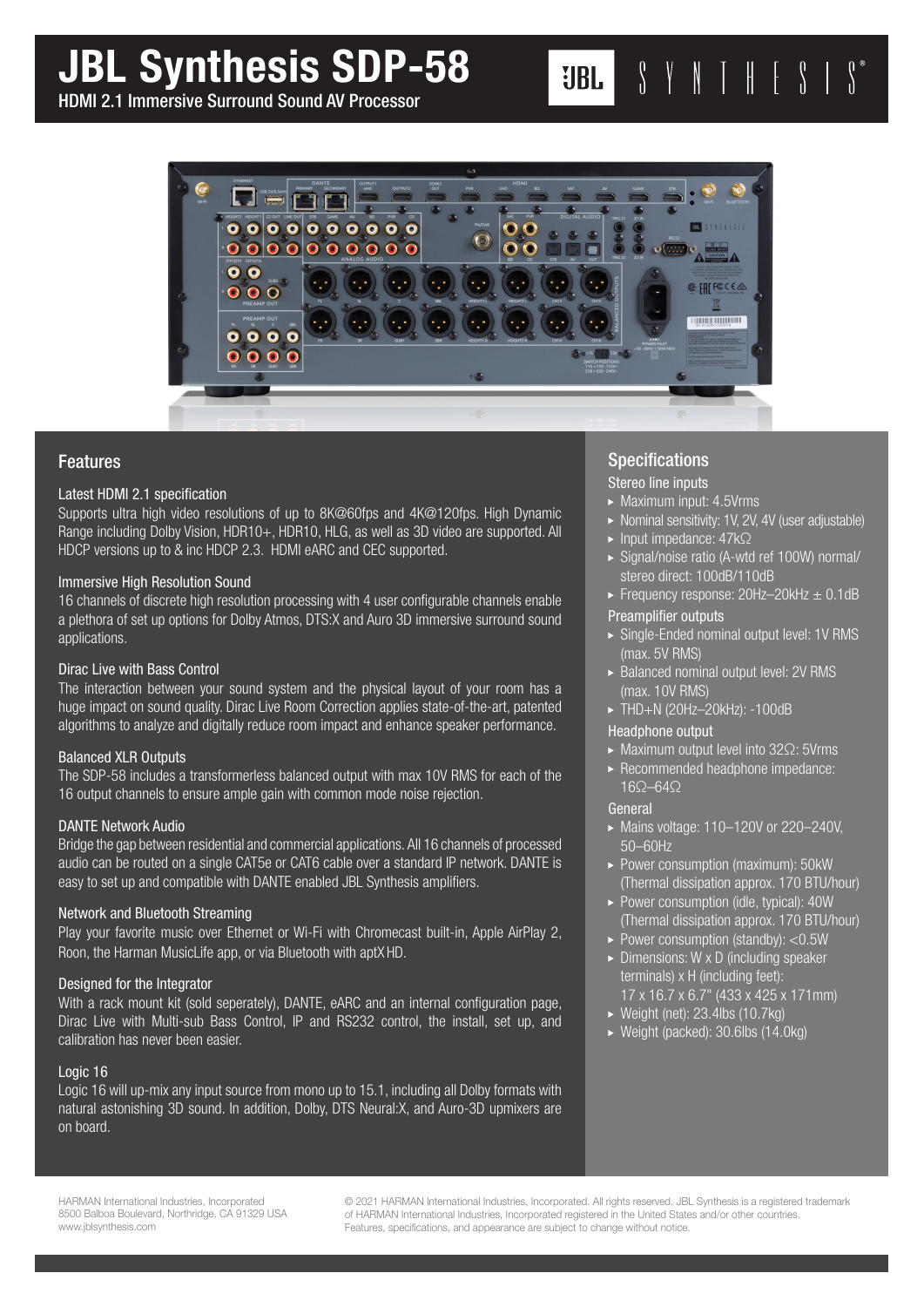# JBL Synthesis SDP-58

HDMI 2.1 Immersive Surround Sound AV Processor

JBL SYNTHESIS®

## Features

### Latest HDMI 2.1 specification

Supports ultra high video resolutions of up to 8K@60fps and 4K@120fps. High Dynamic Range including Dolby Vision, HDR10+, HDR10, HLG, as well as 3D video are supported. All HDCP versions up to & inc HDCP 2.3. HDMI eARC and CEC supported.

### Immersive High Resolution Sound

16 channels of discrete high resolution processing with 4 user configurable channels enable a plethora of set up options for Dolby Atmos, DTS:X and Auro 3D immersive surround sound applications.

### Dirac Live with Bass Control

The interaction between your sound system and the physical layout of your room has a huge impact on sound quality. Dirac Live Room Correction applies state-of-the-art, patented algorithms to analyze and digitally reduce room impact and enhance speaker performance.

### Balanced XLR Outputs

The SDP-58 includes a transformerless balanced output with max 10V RMS for each of the 16 output channels to ensure ample gain with common mode noise rejection.

### DANTE Network Audio

Bridge the gap between residential and commercial applications. All 16 channels of processed audio can be routed on a single CAT5e or CAT6 cable over a standard IP network. DANTE is easy to set up and compatible with DANTE enabled JBL Synthesis amplifiers.

### Network and Bluetooth Streaming

Play your favorite music over Ethernet or Wi-Fi with Chromecast built-in, Apple AirPlay 2, Roon, the Harman MusicLife app, or via Bluetooth with aptX HD.

### Designed for the Integrator

With a rack mount kit (sold seperately), DANTE, eARC and an internal configuration page, Dirac Live with Multi-sub Bass Control, IP and RS232 control, the install, set up, and calibration has never been easier.

### Logic 16

Logic 16 will up-mix any input source from mono up to 15.1, including all Dolby formats with natural astonishing 3D sound. In addition, Dolby, DTS Neural:X, and Auro-3D upmixers are on board.

## Specifications

### Stereo line inputs

- Maximum input: 4.5Vrms
- Nominal sensitivity: 1V, 2V, 4V (user adjustable)
- Input impedance: 47kΩ
- Signal/noise ratio (A-wtd ref 100W) normal/ stereo direct: 100dB/110dB
- Frequency response: 20Hz–20kHz ± 0.1dB

### Preamplifier outputs

- Single-Ended nominal output level: 1V RMS (max. 5V RMS)
- Balanced nominal output level: 2V RMS (max. 10V RMS)
- THD+N (20Hz–20kHz): -100dB

### Headphone output

- Maximum output level into 32Ω: 5Vrms
- Recommended headphone impedance: 16Ω–64Ω

### General

- Mains voltage: 110–120V or 220–240V, 50–60Hz
- Power consumption (maximum): 50kW (Thermal dissipation approx. 170 BTU/hour)
- Power consumption (idle, typical): 40W (Thermal dissipation approx. 170 BTU/hour)
- Power consumption (standby): <0.5W
- Dimensions: W x D (including speaker terminals) x H (including feet): 17 x 16.7 x 6.7" (433 x 425 x 171mm)
- Weight (net): 23.4lbs (10.7kg)
- Weight (packed): 30.6lbs (14.0kg)

HARMAN International Industries, Incorporated
8500 Balboa Boulevard, Northridge, CA 91329 USA
www.jblsynthesis.com

© 2021 HARMAN International Industries, Incorporated. All rights reserved. JBL Synthesis is a registered trademark of HARMAN International Industries, Incorporated registered in the United States and/or other countries. Features, specifications, and appearance are subject to change without notice.